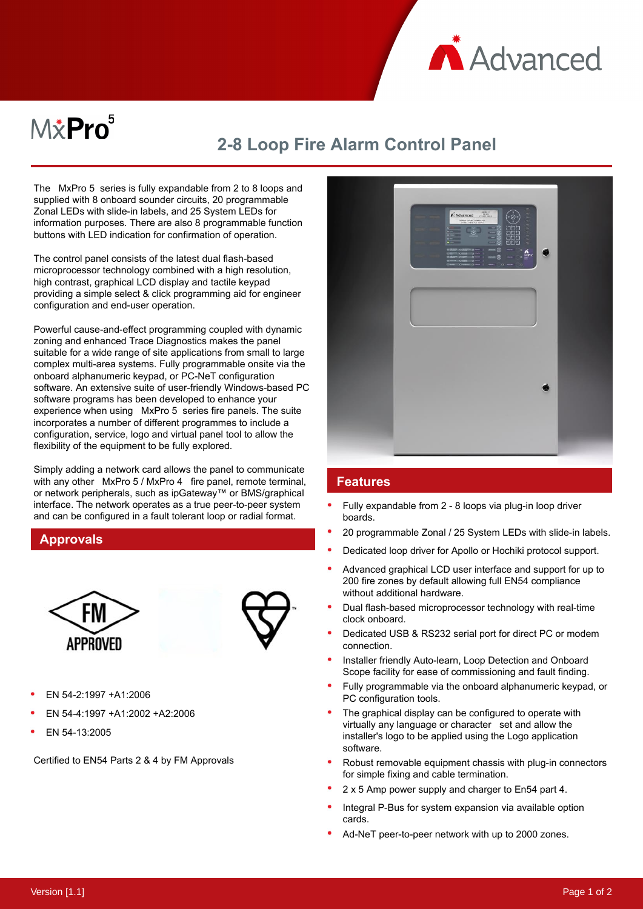# MxPro 5

## 2-8 Loop Fire Alarm Control Panel

The MxPro 5 series is fully expandable from 2 to 8 loops and supplied with 8 onboard sounder circuits, 20 programmable Zonal LEDs with slide-in labels, and 25 System LEDs for information purposes. There are also 8 programmable function buttons with LED indication for confirmation of operation.

The control panel consists of the latest dual flash-based microprocessor technology combined with a high resolution, high contrast, graphical LCD display and tactile keypad providing a simple select & click programming aid for engineer configuration and end-user operation.

Powerful cause-and-effect programming coupled with dynamic zoning and enhanced Trace Diagnostics makes the panel suitable for a wide range of site applications from small to large complex multi-area systems. Fully programmable onsite via the onboard alphanumeric keypad, or PC-NeT configuration software. An extensive suite of user-friendly Windows-based PC software programs has been developed to enhance your experience when using MxPro 5 series fire panels. The suite incorporates a number of different programmes to include a configuration, service, logo and virtual panel tool to allow the flexibility of the equipment to be fully explored.

Simply adding a network card allows the panel to communicate with any other MxPro 5 / MxPro 4 fire panel, remote terminal, or network peripherals, such as ipGateway™ or BMS/graphical interface. The network operates as a true peer-to-peer system and can be configured in a fault tolerant loop or radial format.

## Approvals

FM APPROVED

- EN 54-2:1997 +A1:2006
- EN 54-4:1997 +A1:2002 +A2:2006
- EN 54-13:2005

Certified to EN54 Parts 2 & 4 by FM Approvals

## Features

- Fully expandable from 2 - 8 loops via plug-in loop driver boards.
- 20 programmable Zonal / 25 System LEDs with slide-in labels.
- Dedicated loop driver for Apollo or Hochiki protocol support.
- Advanced graphical LCD user interface and support for up to 200 fire zones by default allowing full EN54 compliance without additional hardware.
- Dual flash-based microprocessor technology with real-time clock onboard.
- Dedicated USB & RS232 serial port for direct PC or modem connection.
- Installer friendly Auto-learn, Loop Detection and Onboard Scope facility for ease of commissioning and fault finding.
- Fully programmable via the onboard alphanumeric keypad, or PC configuration tools.
- The graphical display can be configured to operate with virtually any language or character set and allow the installer's logo to be applied using the Logo application software.
- Robust removable equipment chassis with plug-in connectors for simple fixing and cable termination.
- 2 x 5 Amp power supply and charger to En54 part 4.
- Integral P-Bus for system expansion via available option cards.
- Ad-NeT peer-to-peer network with up to 2000 zones.

Version [1.1]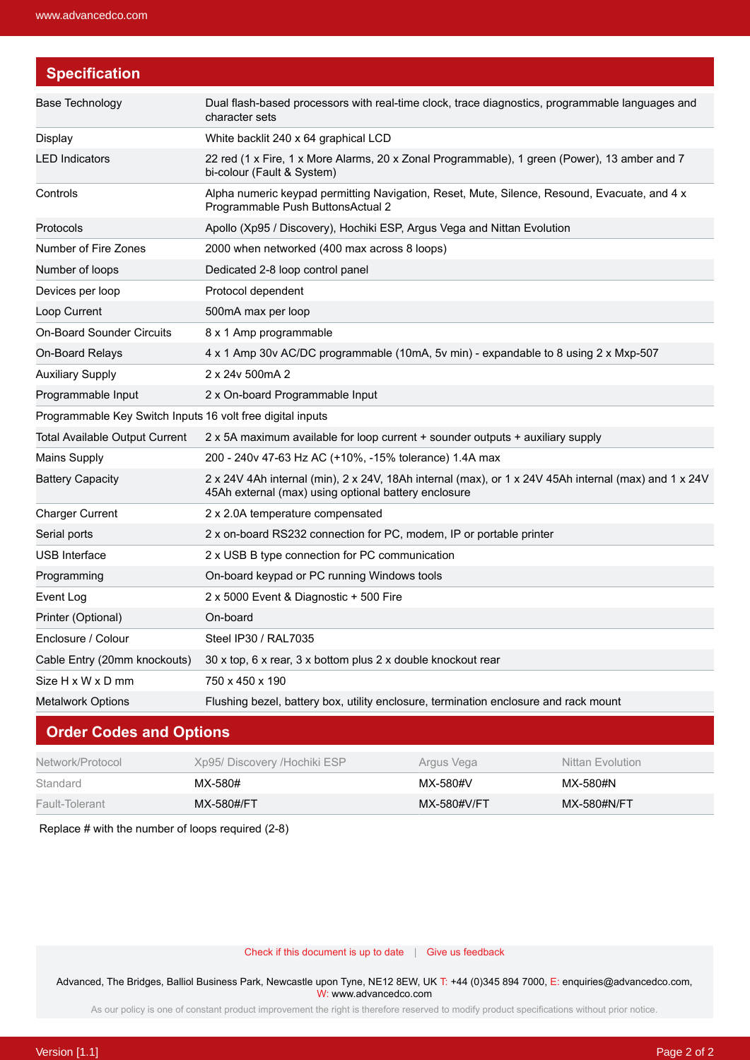## Specification

| | |
|---|---|
| Base Technology | Dual flash-based processors with real-time clock, trace diagnostics, programmable languages and character sets |
| Display | White backlit 240 x 64 graphical LCD |
| LED Indicators | 22 red (1 x Fire, 1 x More Alarms, 20 x Zonal Programmable), 1 green (Power), 13 amber and 7 bi-colour (Fault & System) |
| Controls | Alpha numeric keypad permitting Navigation, Reset, Mute, Silence, Resound, Evacuate, and 4 x Programmable Push ButtonsActual 2 |
| Protocols | Apollo (Xp95 / Discovery), Hochiki ESP, Argus Vega and Nittan Evolution |
| Number of Fire Zones | 2000 when networked (400 max across 8 loops) |
| Number of loops | Dedicated 2-8 loop control panel |
| Devices per loop | Protocol dependent |
| Loop Current | 500mA max per loop |
| On-Board Sounder Circuits | 8 x 1 Amp programmable |
| On-Board Relays | 4 x 1 Amp 30v AC/DC programmable (10mA, 5v min) - expandable to 8 using 2 x Mxp-507 |
| Auxiliary Supply | 2 x 24v 500mA 2 |
| Programmable Input | 2 x On-board Programmable Input |
| Programmable Key Switch Inputs | 16 volt free digital inputs |
| Total Available Output Current | 2 x 5A maximum available for loop current + sounder outputs + auxiliary supply |
| Mains Supply | 200 - 240v 47-63 Hz AC (+10%, -15% tolerance) 1.4A max |
| Battery Capacity | 2 x 24V 4Ah internal (min), 2 x 24V, 18Ah internal (max), or 1 x 24V 45Ah internal (max) and 1 x 24V 45Ah external (max) using optional battery enclosure |
| Charger Current | 2 x 2.0A temperature compensated |
| Serial ports | 2 x on-board RS232 connection for PC, modem, IP or portable printer |
| USB Interface | 2 x USB B type connection for PC communication |
| Programming | On-board keypad or PC running Windows tools |
| Event Log | 2 x 5000 Event & Diagnostic + 500 Fire |
| Printer (Optional) | On-board |
| Enclosure / Colour | Steel IP30 / RAL7035 |
| Cable Entry (20mm knockouts) | 30 x top, 6 x rear, 3 x bottom plus 2 x double knockout rear |
| Size H x W x D mm | 750 x 450 x 190 |
| Metalwork Options | Flushing bezel, battery box, utility enclosure, termination enclosure and rack mount |

## Order Codes and Options

| Network/Protocol | Xp95/ Discovery /Hochiki ESP | Argus Vega | Nittan Evolution |
|---|---|---|---|
| Standard | MX-580# | MX-580#V | MX-580#N |
| Fault-Tolerant | MX-580#/FT | MX-580#V/FT | MX-580#N/FT |

Replace # with the number of loops required (2-8)

Check if this document is up to date | Give us feedback

Advanced, The Bridges, Balliol Business Park, Newcastle upon Tyne, NE12 8EW, UK T: +44 (0)345 894 7000, E: enquiries@advancedco.com, W: www.advancedco.com

As our policy is one of constant product improvement the right is therefore reserved to modify product specifications without prior notice.

Version [1.1]